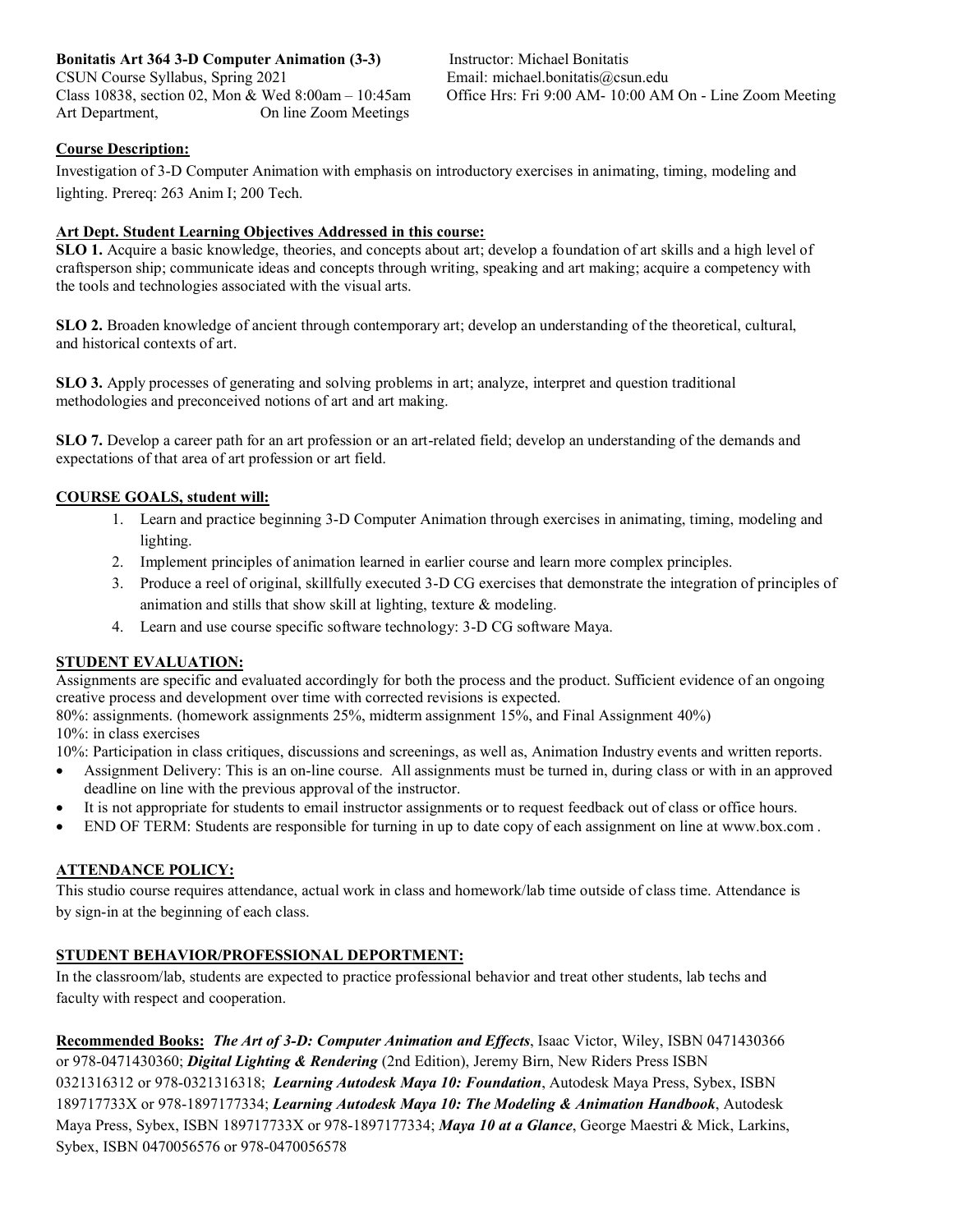**Bonitatis Art 364 3-D Computer Animation (3-3)**
CSUN Course Syllabus, Spring 2021
Class 10838, section 02, Mon & Wed 8:00am – 10:45am
Art Department, On line Zoom Meetings

Instructor: Michael Bonitatis
Email: michael.bonitatis@csun.edu
Office Hrs: Fri 9:00 AM- 10:00 AM On - Line Zoom Meeting

## Course Description:

Investigation of 3-D Computer Animation with emphasis on introductory exercises in animating, timing, modeling and lighting. Prereq: 263 Anim I; 200 Tech.

## Art Dept. Student Learning Objectives Addressed in this course:

**SLO 1.** Acquire a basic knowledge, theories, and concepts about art; develop a foundation of art skills and a high level of craftsperson ship; communicate ideas and concepts through writing, speaking and art making; acquire a competency with the tools and technologies associated with the visual arts.

**SLO 2.** Broaden knowledge of ancient through contemporary art; develop an understanding of the theoretical, cultural, and historical contexts of art.

**SLO 3.** Apply processes of generating and solving problems in art; analyze, interpret and question traditional methodologies and preconceived notions of art and art making.

**SLO 7.** Develop a career path for an art profession or an art-related field; develop an understanding of the demands and expectations of that area of art profession or art field.

## COURSE GOALS, student will:

1. Learn and practice beginning 3-D Computer Animation through exercises in animating, timing, modeling and lighting.
2. Implement principles of animation learned in earlier course and learn more complex principles.
3. Produce a reel of original, skillfully executed 3-D CG exercises that demonstrate the integration of principles of animation and stills that show skill at lighting, texture & modeling.
4. Learn and use course specific software technology: 3-D CG software Maya.

## STUDENT EVALUATION:

Assignments are specific and evaluated accordingly for both the process and the product. Sufficient evidence of an ongoing creative process and development over time with corrected revisions is expected.
80%: assignments. (homework assignments 25%, midterm assignment 15%, and Final Assignment 40%)
10%: in class exercises
10%: Participation in class critiques, discussions and screenings, as well as, Animation Industry events and written reports.

- Assignment Delivery: This is an on-line course. All assignments must be turned in, during class or with in an approved deadline on line with the previous approval of the instructor.
- It is not appropriate for students to email instructor assignments or to request feedback out of class or office hours.
- END OF TERM: Students are responsible for turning in up to date copy of each assignment on line at www.box.com .

## ATTENDANCE POLICY:

This studio course requires attendance, actual work in class and homework/lab time outside of class time. Attendance is by sign-in at the beginning of each class.

## STUDENT BEHAVIOR/PROFESSIONAL DEPORTMENT:

In the classroom/lab, students are expected to practice professional behavior and treat other students, lab techs and faculty with respect and cooperation.

**Recommended Books:** ***The Art of 3-D: Computer Animation and Effects***, Isaac Victor, Wiley, ISBN 0471430366 or 978-0471430360; ***Digital Lighting & Rendering*** (2nd Edition), Jeremy Birn, New Riders Press ISBN 0321316312 or 978-0321316318; ***Learning Autodesk Maya 10: Foundation***, Autodesk Maya Press, Sybex, ISBN 189717733X or 978-1897177334; ***Learning Autodesk Maya 10: The Modeling & Animation Handbook***, Autodesk Maya Press, Sybex, ISBN 189717733X or 978-1897177334; ***Maya 10 at a Glance***, George Maestri & Mick, Larkins, Sybex, ISBN 0470056576 or 978-0470056578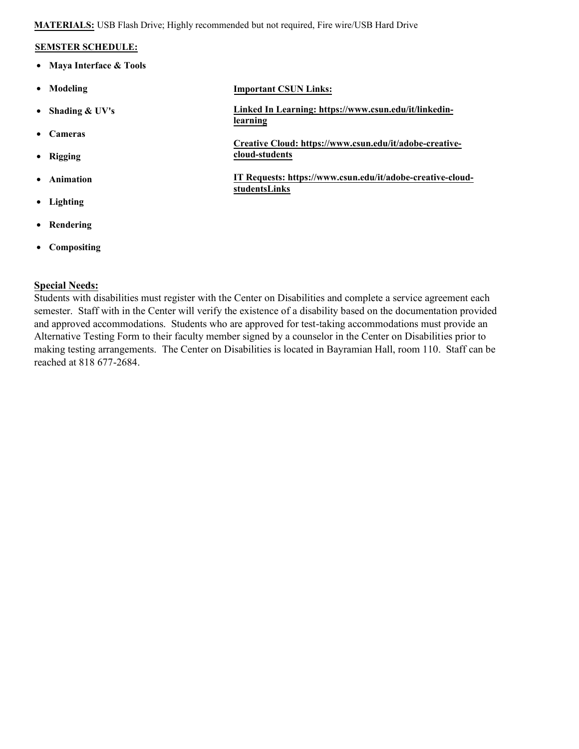**MATERIALS:** USB Flash Drive; Highly recommended but not required, Fire wire/USB Hard Drive

**SEMSTER SCHEDULE:**

- **Maya Interface & Tools**
- **Modeling**
- **Shading & UV's**
- **Cameras**
- **Rigging**
- **Animation**
- **Lighting**
- **Rendering**
- **Compositing**

**Important CSUN Links:**

**Linked In Learning: https://www.csun.edu/it/linkedin-learning**

**Creative Cloud: https://www.csun.edu/it/adobe-creative-cloud-students**

**IT Requests: https://www.csun.edu/it/adobe-creative-cloud-studentsLinks**

## Special Needs:

Students with disabilities must register with the Center on Disabilities and complete a service agreement each semester. Staff with in the Center will verify the existence of a disability based on the documentation provided and approved accommodations. Students who are approved for test-taking accommodations must provide an Alternative Testing Form to their faculty member signed by a counselor in the Center on Disabilities prior to making testing arrangements. The Center on Disabilities is located in Bayramian Hall, room 110. Staff can be reached at 818 677-2684.